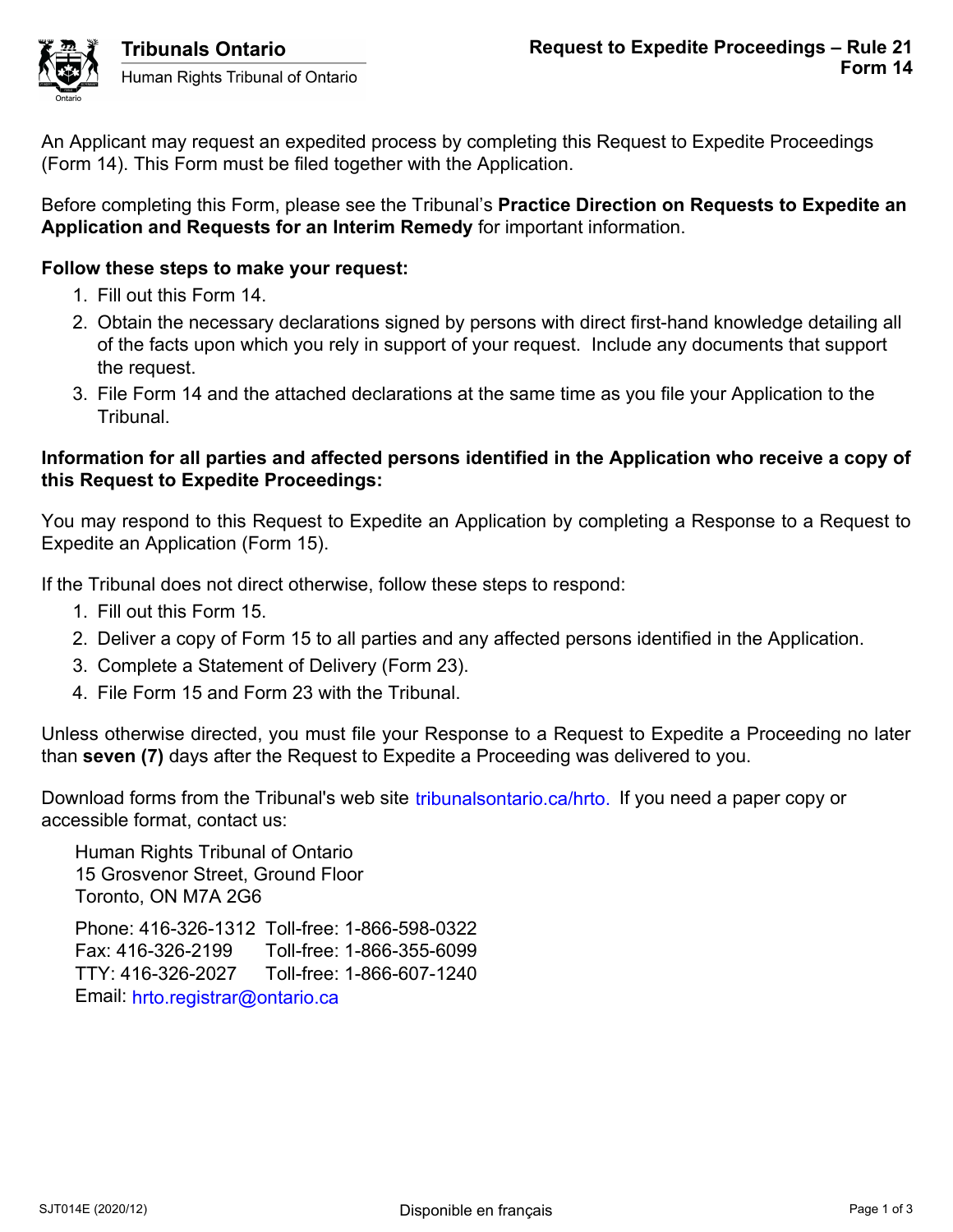Tribunals Ontario
Human Rights Tribunal of Ontario

# Request to Expedite Proceedings – Rule 21
## Form 14

An Applicant may request an expedited process by completing this Request to Expedite Proceedings (Form 14). This Form must be filed together with the Application.

Before completing this Form, please see the Tribunal's **Practice Direction on Requests to Expedite an Application and Requests for an Interim Remedy** for important information.

**Follow these steps to make your request:**

1. Fill out this Form 14.
2. Obtain the necessary declarations signed by persons with direct first-hand knowledge detailing all of the facts upon which you rely in support of your request. Include any documents that support the request.
3. File Form 14 and the attached declarations at the same time as you file your Application to the Tribunal.

**Information for all parties and affected persons identified in the Application who receive a copy of this Request to Expedite Proceedings:**

You may respond to this Request to Expedite an Application by completing a Response to a Request to Expedite an Application (Form 15).

If the Tribunal does not direct otherwise, follow these steps to respond:

1. Fill out this Form 15.
2. Deliver a copy of Form 15 to all parties and any affected persons identified in the Application.
3. Complete a Statement of Delivery (Form 23).
4. File Form 15 and Form 23 with the Tribunal.

Unless otherwise directed, you must file your Response to a Request to Expedite a Proceeding no later than **seven (7)** days after the Request to Expedite a Proceeding was delivered to you.

Download forms from the Tribunal's web site tribunalsontario.ca/hrto. If you need a paper copy or accessible format, contact us:

Human Rights Tribunal of Ontario
15 Grosvenor Street, Ground Floor
Toronto, ON M7A 2G6

Phone: 416-326-1312 Toll-free: 1-866-598-0322
Fax: 416-326-2199 Toll-free: 1-866-355-6099
TTY: 416-326-2027 Toll-free: 1-866-607-1240
Email: hrto.registrar@ontario.ca

SJT014E (2020/12)

Disponible en français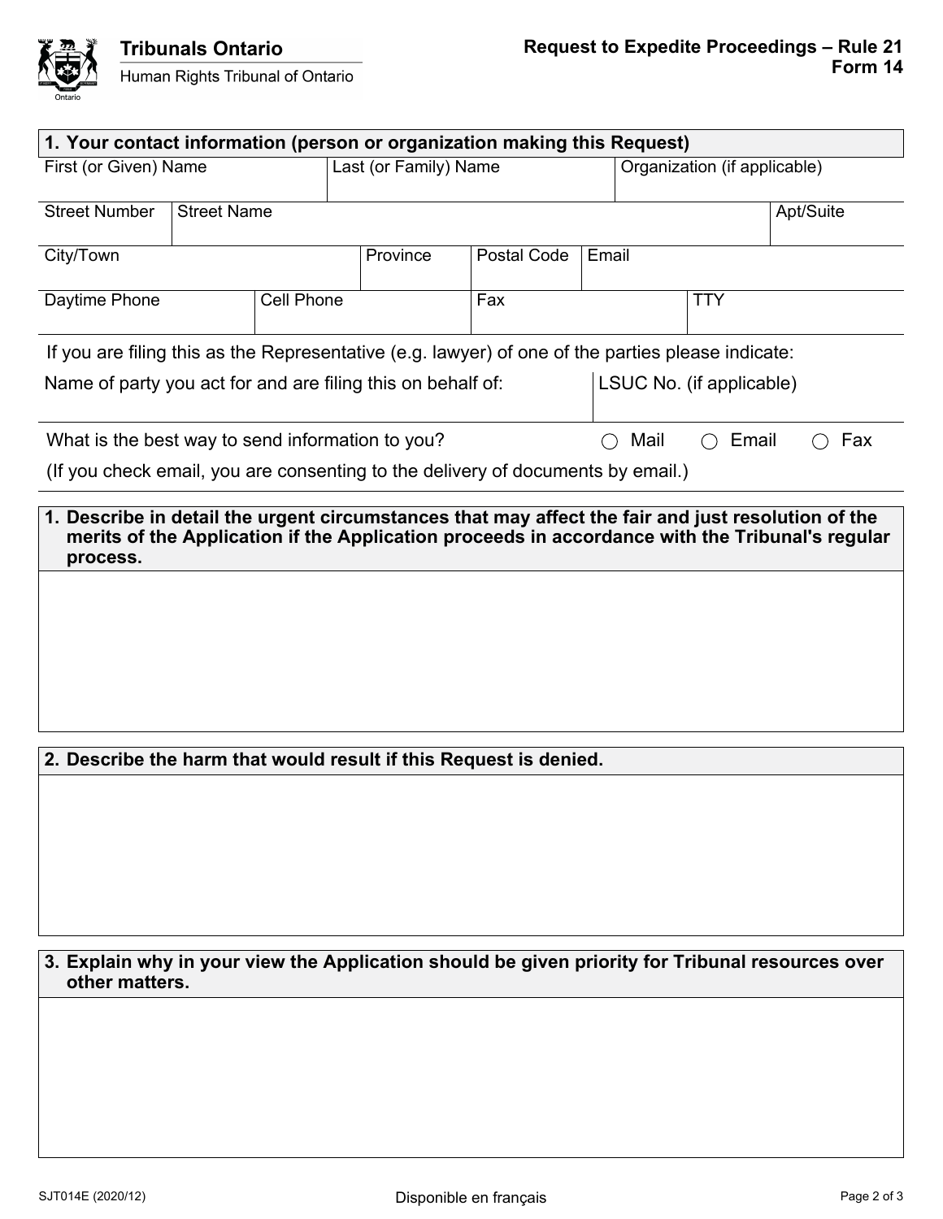Tribunals Ontario

Human Rights Tribunal of Ontario

**Request to Expedite Proceedings – Rule 21**
**Form 14**

## 1. Your contact information (person or organization making this Request)

| First (or Given) Name | Last (or Family) Name | Organization (if applicable) |
|---|---|---|
| | | |

| Street Number | Street Name | Apt/Suite |
|---|---|---|
| | | |

| City/Town | Province | Postal Code | Email |
|---|---|---|---|
| | | | |

| Daytime Phone | Cell Phone | Fax | TTY |
|---|---|---|---|
| | | | |

If you are filing this as the Representative (e.g. lawyer) of one of the parties please indicate:

| Name of party you act for and are filing this on behalf of: | LSUC No. (if applicable) |
|---|---|
| | |

What is the best way to send information to you? ○ Mail ○ Email ○ Fax

(If you check email, you are consenting to the delivery of documents by email.)

## 1. Describe in detail the urgent circumstances that may affect the fair and just resolution of the merits of the Application if the Application proceeds in accordance with the Tribunal's regular process.

## 2. Describe the harm that would result if this Request is denied.

## 3. Explain why in your view the Application should be given priority for Tribunal resources over other matters.

SJT014E (2020/12)

Disponible en français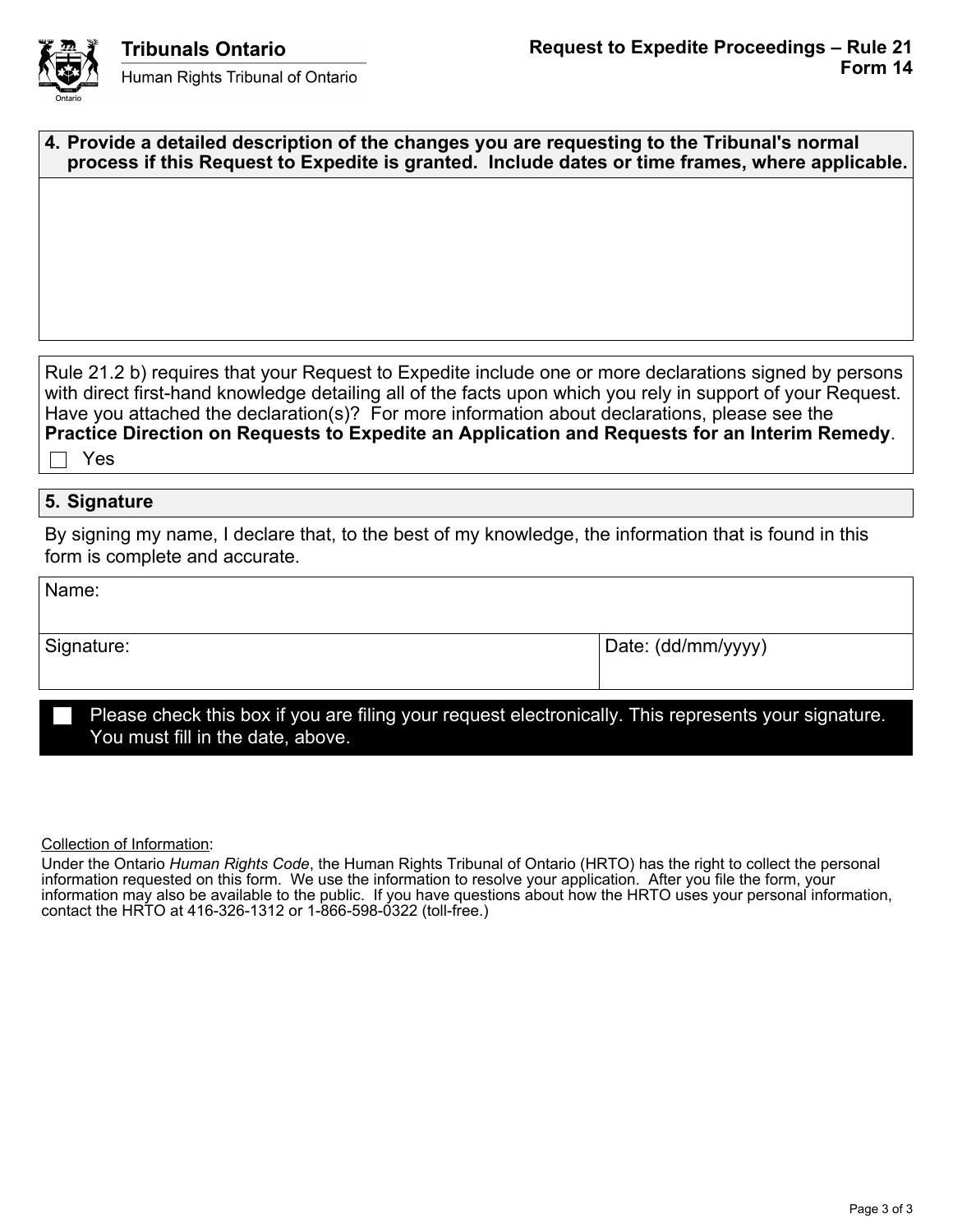**4. Provide a detailed description of the changes you are requesting to the Tribunal's normal process if this Request to Expedite is granted. Include dates or time frames, where applicable.**

Rule 21.2 b) requires that your Request to Expedite include one or more declarations signed by persons with direct first-hand knowledge detailing all of the facts upon which you rely in support of your Request. Have you attached the declaration(s)? For more information about declarations, please see the **Practice Direction on Requests to Expedite an Application and Requests for an Interim Remedy**.

☐ Yes

## 5. Signature

By signing my name, I declare that, to the best of my knowledge, the information that is found in this form is complete and accurate.

| | |
|---|---|
| Name: | |
| Signature: | Date: (dd/mm/yyyy) |

☐ Please check this box if you are filing your request electronically. This represents your signature. You must fill in the date, above.

Collection of Information:

Under the Ontario *Human Rights Code*, the Human Rights Tribunal of Ontario (HRTO) has the right to collect the personal information requested on this form. We use the information to resolve your application. After you file the form, your information may also be available to the public. If you have questions about how the HRTO uses your personal information, contact the HRTO at 416-326-1312 or 1-866-598-0322 (toll-free.)